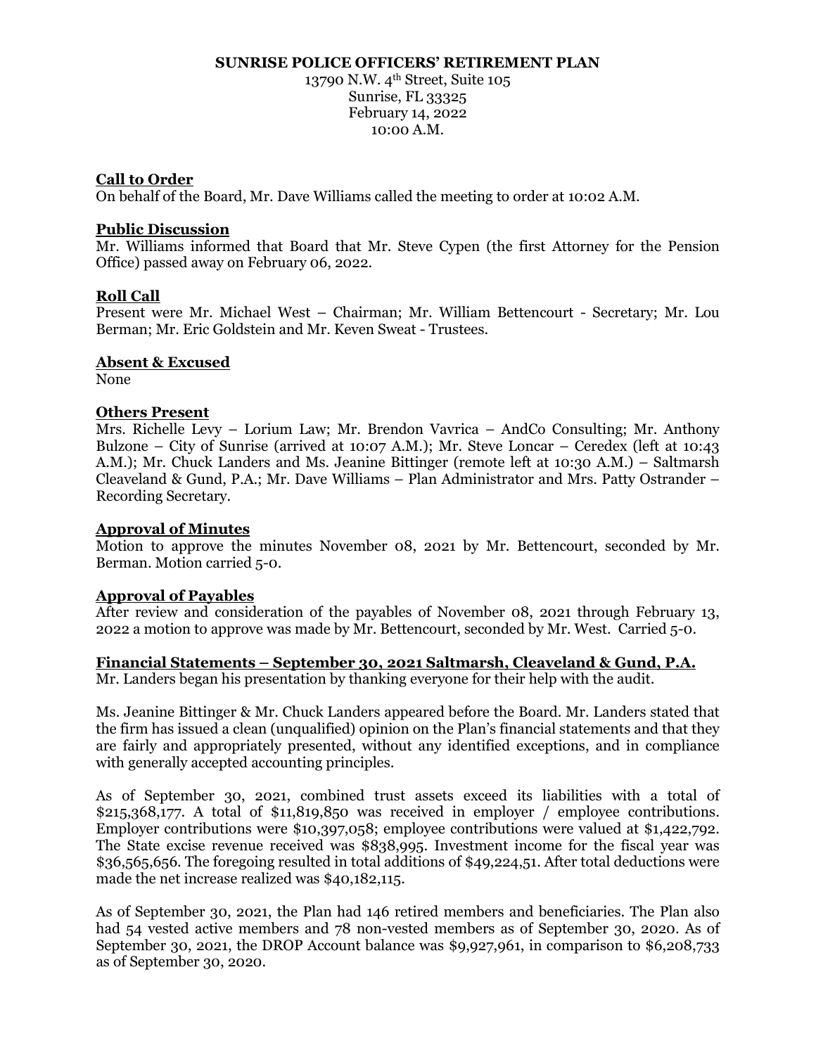# SUNRISE POLICE OFFICERS' RETIREMENT PLAN

13790 N.W. 4th Street, Suite 105
Sunrise, FL 33325
February 14, 2022
10:00 A.M.

## Call to Order

On behalf of the Board, Mr. Dave Williams called the meeting to order at 10:02 A.M.

## Public Discussion

Mr. Williams informed that Board that Mr. Steve Cypen (the first Attorney for the Pension Office) passed away on February 06, 2022.

## Roll Call

Present were Mr. Michael West – Chairman; Mr. William Bettencourt - Secretary; Mr. Lou Berman; Mr. Eric Goldstein and Mr. Keven Sweat - Trustees.

## Absent & Excused

None

## Others Present

Mrs. Richelle Levy – Lorium Law; Mr. Brendon Vavrica – AndCo Consulting; Mr. Anthony Bulzone – City of Sunrise (arrived at 10:07 A.M.); Mr. Steve Loncar – Ceredex (left at 10:43 A.M.); Mr. Chuck Landers and Ms. Jeanine Bittinger (remote left at 10:30 A.M.) – Saltmarsh Cleaveland & Gund, P.A.; Mr. Dave Williams – Plan Administrator and Mrs. Patty Ostrander – Recording Secretary.

## Approval of Minutes

Motion to approve the minutes November 08, 2021 by Mr. Bettencourt, seconded by Mr. Berman. Motion carried 5-0.

## Approval of Payables

After review and consideration of the payables of November 08, 2021 through February 13, 2022 a motion to approve was made by Mr. Bettencourt, seconded by Mr. West. Carried 5-0.

## Financial Statements – September 30, 2021 Saltmarsh, Cleaveland & Gund, P.A.

Mr. Landers began his presentation by thanking everyone for their help with the audit.

Ms. Jeanine Bittinger & Mr. Chuck Landers appeared before the Board. Mr. Landers stated that the firm has issued a clean (unqualified) opinion on the Plan's financial statements and that they are fairly and appropriately presented, without any identified exceptions, and in compliance with generally accepted accounting principles.

As of September 30, 2021, combined trust assets exceed its liabilities with a total of $215,368,177. A total of $11,819,850 was received in employer / employee contributions. Employer contributions were $10,397,058; employee contributions were valued at $1,422,792. The State excise revenue received was $838,995. Investment income for the fiscal year was $36,565,656. The foregoing resulted in total additions of $49,224,51. After total deductions were made the net increase realized was $40,182,115.

As of September 30, 2021, the Plan had 146 retired members and beneficiaries. The Plan also had 54 vested active members and 78 non-vested members as of September 30, 2020. As of September 30, 2021, the DROP Account balance was $9,927,961, in comparison to $6,208,733 as of September 30, 2020.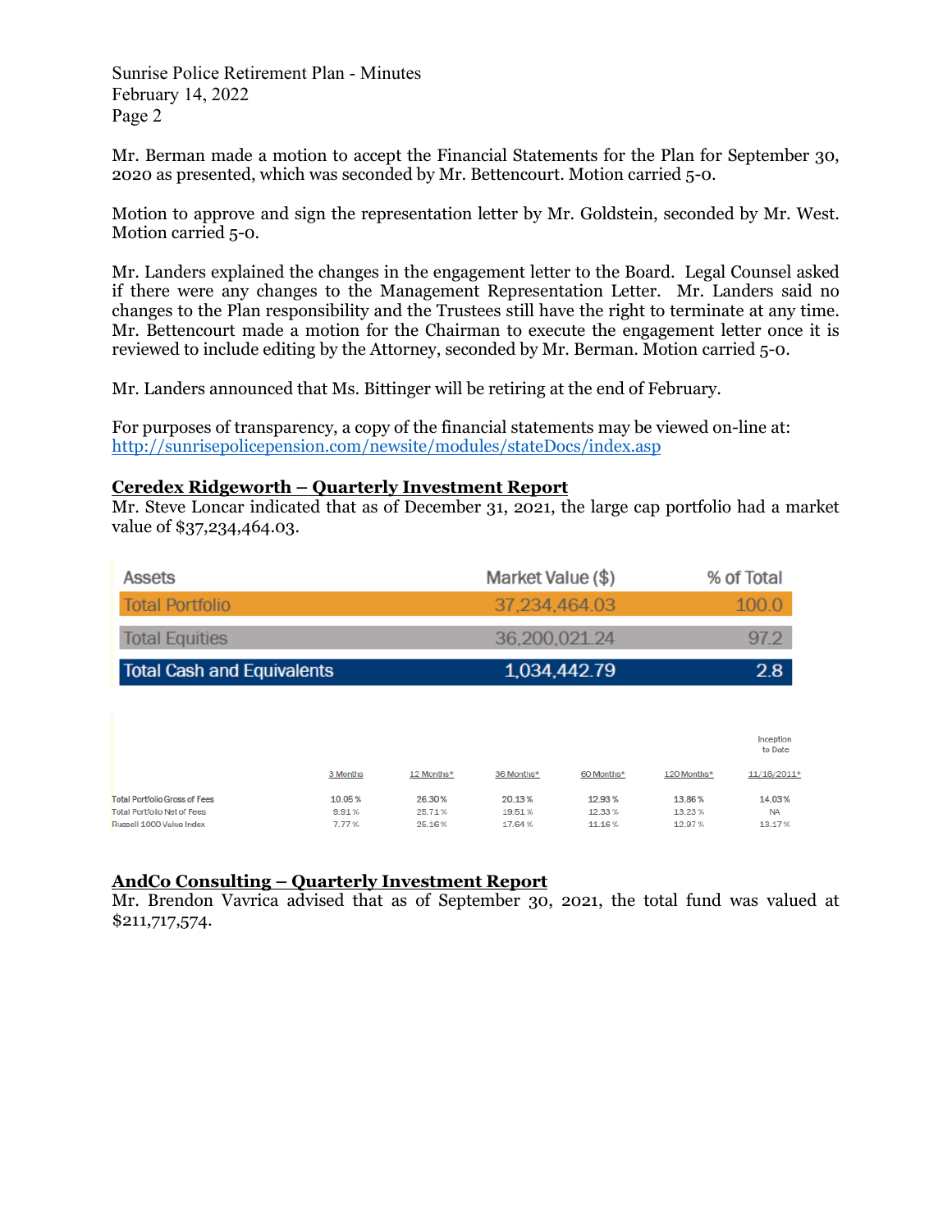Mr. Berman made a motion to accept the Financial Statements for the Plan for September 30, 2020 as presented, which was seconded by Mr. Bettencourt. Motion carried 5-0.

Motion to approve and sign the representation letter by Mr. Goldstein, seconded by Mr. West. Motion carried 5-0.

Mr. Landers explained the changes in the engagement letter to the Board. Legal Counsel asked if there were any changes to the Management Representation Letter. Mr. Landers said no changes to the Plan responsibility and the Trustees still have the right to terminate at any time. Mr. Bettencourt made a motion for the Chairman to execute the engagement letter once it is reviewed to include editing by the Attorney, seconded by Mr. Berman. Motion carried 5-0.

Mr. Landers announced that Ms. Bittinger will be retiring at the end of February.

For purposes of transparency, a copy of the financial statements may be viewed on-line at: http://sunrisepolicepension.com/newsite/modules/stateDocs/index.asp

**Ceredex Ridgeworth – Quarterly Investment Report**

Mr. Steve Loncar indicated that as of December 31, 2021, the large cap portfolio had a market value of $37,234,464.03.

| Assets | Market Value ($) | % of Total |
|---|---|---|
| Total Portfolio | 37,234,464.03 | 100.0 |
| Total Equities | 36,200,021.24 | 97.2 |
| Total Cash and Equivalents | 1,034,442.79 | 2.8 |

| | 3 Months | 12 Months* | 36 Months* | 60 Months* | 120 Months* | Inception to Date 11/16/2011* |
|---|---|---|---|---|---|---|
| Total Portfolio Gross of Fees | 10.05 % | 26.30% | 20.13 % | 12.93 % | 13.86 % | 14.03% |
| Total Portfolio Net of Fees | 9.91 % | 25.71 % | 19.51 % | 12.33 % | 13.23 % | NA |
| Russell 1000 Value Index | 7.77 % | 25.16 % | 17.64 % | 11.16 % | 12.97 % | 13.17 % |

**AndCo Consulting – Quarterly Investment Report**

Mr. Brendon Vavrica advised that as of September 30, 2021, the total fund was valued at $211,717,574.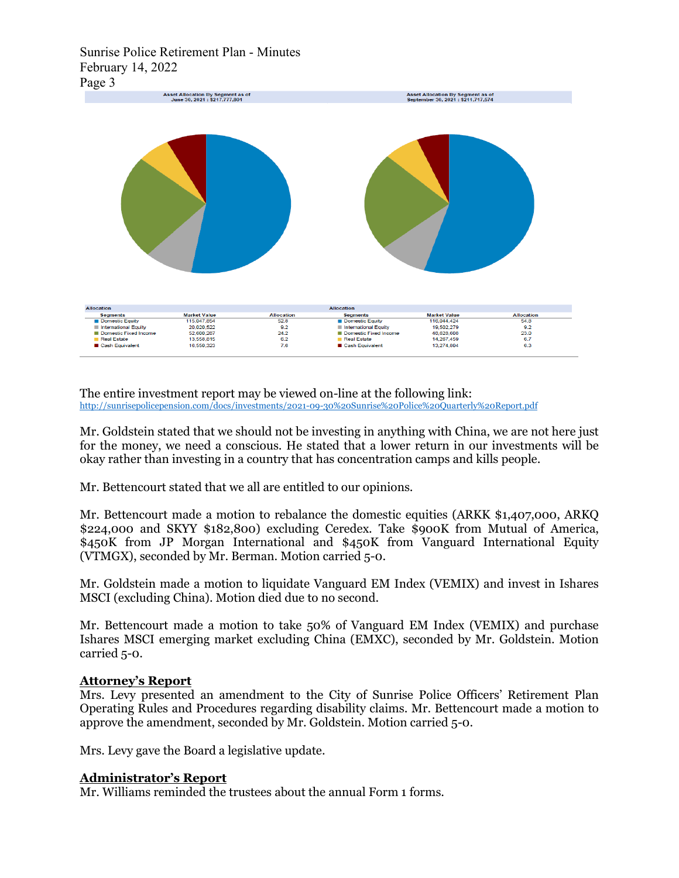| Asset Allocation By Segment as of June 30, 2021 : $217,777,801 | | | Asset Allocation By Segment as of September 30, 2021 : $211,717,574 | | |
|---|---|---|---|---|---|
| **Allocation** | | | **Allocation** | | |
| Segments | Market Value | Allocation | Segments | Market Value | Allocation |
| Domestic Equity | 115,047,854 | 52.8 | Domestic Equity | 116,044,424 | 54.8 |
| International Equity | 20,020,522 | 9.2 | International Equity | 19,502,279 | 9.2 |
| Domestic Fixed Income | 52,600,287 | 24.2 | Domestic Fixed Income | 48,628,608 | 23.0 |
| Real Estate | 13,558,815 | 6.2 | Real Estate | 14,267,459 | 6.7 |
| Cash Equivalent | 16,550,323 | 7.6 | Cash Equivalent | 13,274,804 | 6.3 |

The entire investment report may be viewed on-line at the following link:
http://sunrisepolicepension.com/docs/investments/2021-09-30%20Sunrise%20Police%20Quarterly%20Report.pdf

Mr. Goldstein stated that we should not be investing in anything with China, we are not here just for the money, we need a conscious. He stated that a lower return in our investments will be okay rather than investing in a country that has concentration camps and kills people.

Mr. Bettencourt stated that we all are entitled to our opinions.

Mr. Bettencourt made a motion to rebalance the domestic equities (ARKK $1,407,000, ARKQ $224,000 and SKYY $182,800) excluding Ceredex. Take $900K from Mutual of America, $450K from JP Morgan International and $450K from Vanguard International Equity (VTMGX), seconded by Mr. Berman. Motion carried 5-0.

Mr. Goldstein made a motion to liquidate Vanguard EM Index (VEMIX) and invest in Ishares MSCI (excluding China). Motion died due to no second.

Mr. Bettencourt made a motion to take 50% of Vanguard EM Index (VEMIX) and purchase Ishares MSCI emerging market excluding China (EMXC), seconded by Mr. Goldstein. Motion carried 5-0.

**Attorney's Report**
Mrs. Levy presented an amendment to the City of Sunrise Police Officers' Retirement Plan Operating Rules and Procedures regarding disability claims. Mr. Bettencourt made a motion to approve the amendment, seconded by Mr. Goldstein. Motion carried 5-0.

Mrs. Levy gave the Board a legislative update.

**Administrator's Report**
Mr. Williams reminded the trustees about the annual Form 1 forms.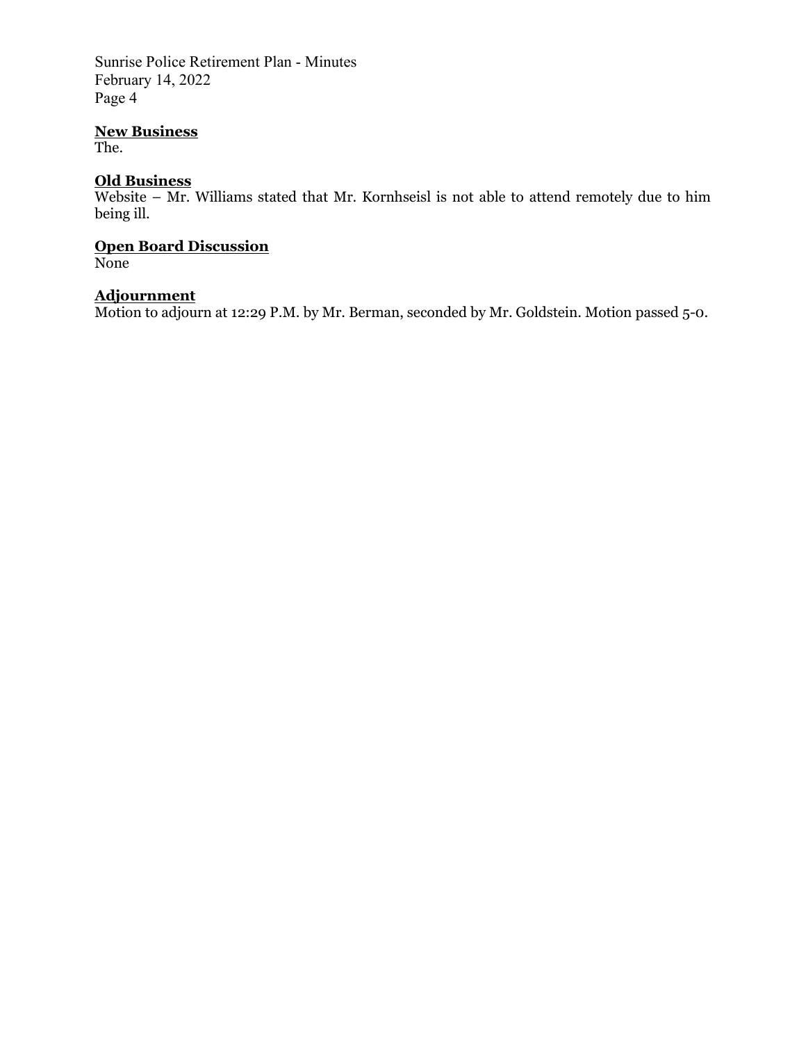## New Business

The.

## Old Business

Website – Mr. Williams stated that Mr. Kornhseisl is not able to attend remotely due to him being ill.

## Open Board Discussion

None

## Adjournment

Motion to adjourn at 12:29 P.M. by Mr. Berman, seconded by Mr. Goldstein. Motion passed 5-0.